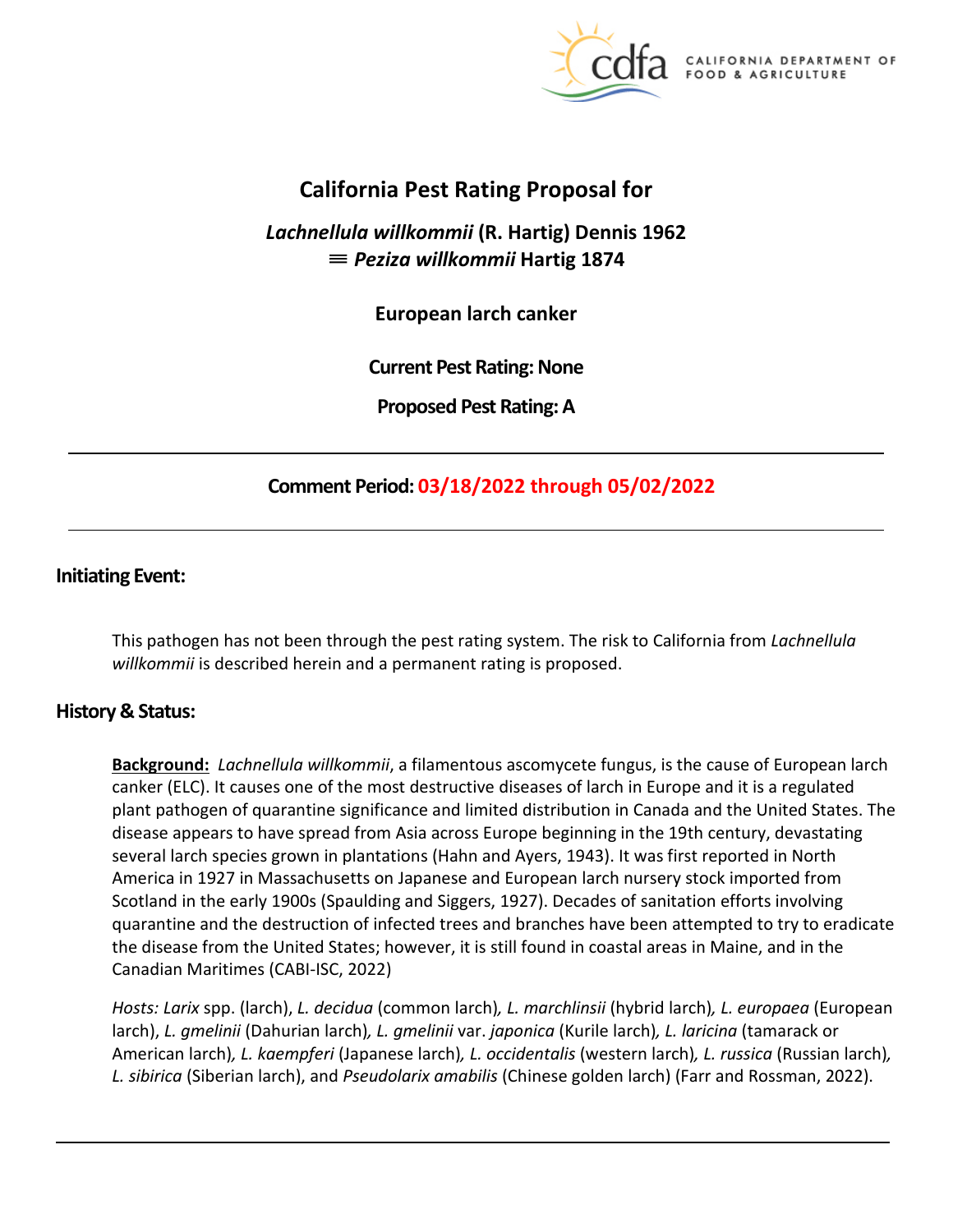# California Pest Rating Proposal for

## *Lachnellula willkommii* (R. Hartig) Dennis 1962
## ≡ *Peziza willkommii* Hartig 1874

**European larch canker**

**Current Pest Rating: None**

**Proposed Pest Rating: A**

---

**Comment Period: 03/18/2022 through 05/02/2022**

---

## Initiating Event:

This pathogen has not been through the pest rating system. The risk to California from *Lachnellula willkommii* is described herein and a permanent rating is proposed.

## History & Status:

**Background:** *Lachnellula willkommii*, a filamentous ascomycete fungus, is the cause of European larch canker (ELC). It causes one of the most destructive diseases of larch in Europe and it is a regulated plant pathogen of quarantine significance and limited distribution in Canada and the United States. The disease appears to have spread from Asia across Europe beginning in the 19th century, devastating several larch species grown in plantations (Hahn and Ayers, 1943). It was first reported in North America in 1927 in Massachusetts on Japanese and European larch nursery stock imported from Scotland in the early 1900s (Spaulding and Siggers, 1927). Decades of sanitation efforts involving quarantine and the destruction of infected trees and branches have been attempted to try to eradicate the disease from the United States; however, it is still found in coastal areas in Maine, and in the Canadian Maritimes (CABI-ISC, 2022)

*Hosts: Larix* spp. (larch), *L. decidua* (common larch)*, L. marchlinsii* (hybrid larch)*, L. europaea* (European larch), *L. gmelinii* (Dahurian larch)*, L. gmelinii* var. *japonica* (Kurile larch)*, L. laricina* (tamarack or American larch)*, L. kaempferi* (Japanese larch)*, L. occidentalis* (western larch)*, L. russica* (Russian larch)*, L. sibirica* (Siberian larch), and *Pseudolarix amabilis* (Chinese golden larch) (Farr and Rossman, 2022).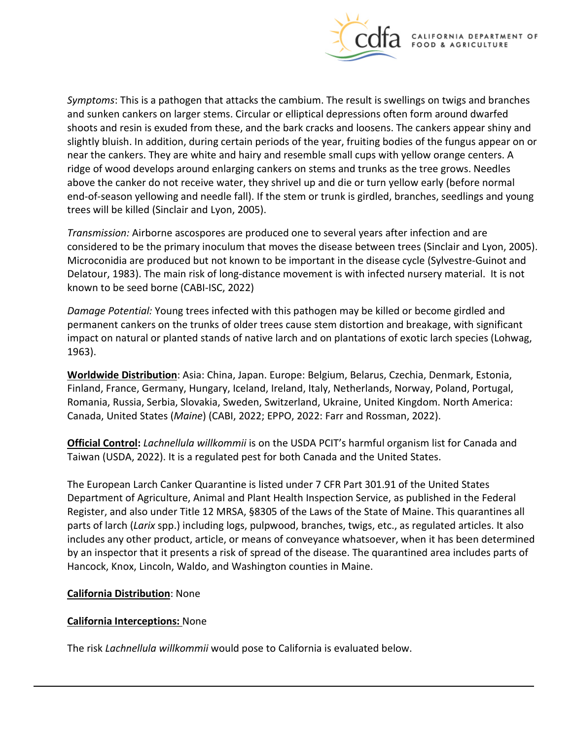*Symptoms*: This is a pathogen that attacks the cambium. The result is swellings on twigs and branches and sunken cankers on larger stems. Circular or elliptical depressions often form around dwarfed shoots and resin is exuded from these, and the bark cracks and loosens. The cankers appear shiny and slightly bluish. In addition, during certain periods of the year, fruiting bodies of the fungus appear on or near the cankers. They are white and hairy and resemble small cups with yellow orange centers. A ridge of wood develops around enlarging cankers on stems and trunks as the tree grows. Needles above the canker do not receive water, they shrivel up and die or turn yellow early (before normal end-of-season yellowing and needle fall). If the stem or trunk is girdled, branches, seedlings and young trees will be killed (Sinclair and Lyon, 2005).

*Transmission:* Airborne ascospores are produced one to several years after infection and are considered to be the primary inoculum that moves the disease between trees (Sinclair and Lyon, 2005). Microconidia are produced but not known to be important in the disease cycle (Sylvestre-Guinot and Delatour, 1983). The main risk of long-distance movement is with infected nursery material. It is not known to be seed borne (CABI-ISC, 2022)

*Damage Potential:* Young trees infected with this pathogen may be killed or become girdled and permanent cankers on the trunks of older trees cause stem distortion and breakage, with significant impact on natural or planted stands of native larch and on plantations of exotic larch species (Lohwag, 1963).

**Worldwide Distribution**: Asia: China, Japan. Europe: Belgium, Belarus, Czechia, Denmark, Estonia, Finland, France, Germany, Hungary, Iceland, Ireland, Italy, Netherlands, Norway, Poland, Portugal, Romania, Russia, Serbia, Slovakia, Sweden, Switzerland, Ukraine, United Kingdom. North America: Canada, United States (*Maine*) (CABI, 2022; EPPO, 2022: Farr and Rossman, 2022).

**Official Control:** *Lachnellula willkommii* is on the USDA PCIT's harmful organism list for Canada and Taiwan (USDA, 2022). It is a regulated pest for both Canada and the United States.

The European Larch Canker Quarantine is listed under 7 CFR Part 301.91 of the United States Department of Agriculture, Animal and Plant Health Inspection Service, as published in the Federal Register, and also under Title 12 MRSA, §8305 of the Laws of the State of Maine. This quarantines all parts of larch (*Larix* spp.) including logs, pulpwood, branches, twigs, etc., as regulated articles. It also includes any other product, article, or means of conveyance whatsoever, when it has been determined by an inspector that it presents a risk of spread of the disease. The quarantined area includes parts of Hancock, Knox, Lincoln, Waldo, and Washington counties in Maine.

**California Distribution**: None

**California Interceptions:** None

The risk *Lachnellula willkommii* would pose to California is evaluated below.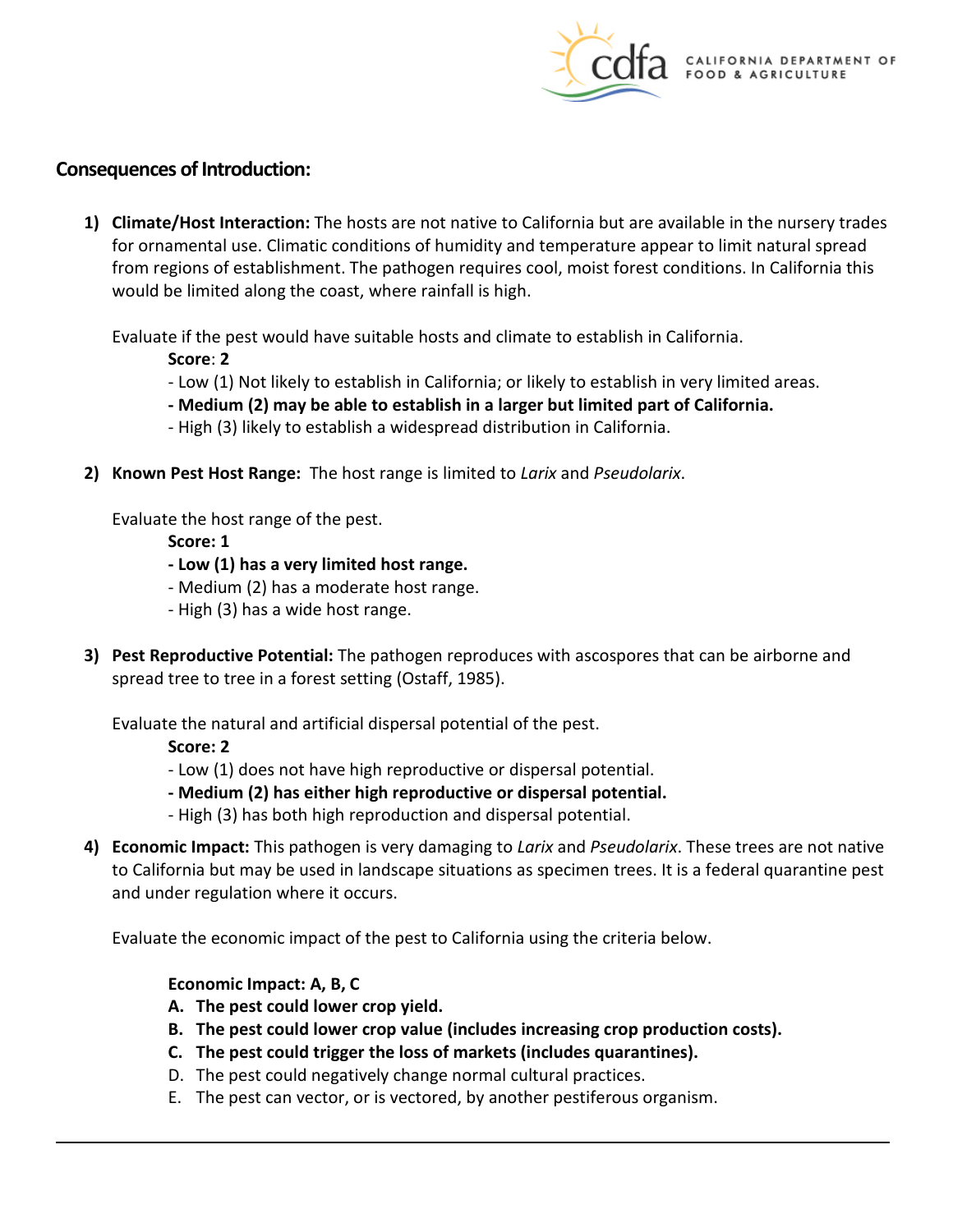## Consequences of Introduction:

1) **Climate/Host Interaction:** The hosts are not native to California but are available in the nursery trades for ornamental use. Climatic conditions of humidity and temperature appear to limit natural spread from regions of establishment. The pathogen requires cool, moist forest conditions. In California this would be limited along the coast, where rainfall is high.

   Evaluate if the pest would have suitable hosts and climate to establish in California.

   **Score**: **2**

   - Low (1) Not likely to establish in California; or likely to establish in very limited areas.
   - **Medium (2) may be able to establish in a larger but limited part of California.**
   - High (3) likely to establish a widespread distribution in California.

2) **Known Pest Host Range:** The host range is limited to *Larix* and *Pseudolarix*.

   Evaluate the host range of the pest.

   **Score: 1**

   - **Low (1) has a very limited host range.**
   - Medium (2) has a moderate host range.
   - High (3) has a wide host range.

3) **Pest Reproductive Potential:** The pathogen reproduces with ascospores that can be airborne and spread tree to tree in a forest setting (Ostaff, 1985).

   Evaluate the natural and artificial dispersal potential of the pest.

   **Score: 2**

   - Low (1) does not have high reproductive or dispersal potential.
   - **Medium (2) has either high reproductive or dispersal potential.**
   - High (3) has both high reproduction and dispersal potential.

4) **Economic Impact:** This pathogen is very damaging to *Larix* and *Pseudolarix*. These trees are not native to California but may be used in landscape situations as specimen trees. It is a federal quarantine pest and under regulation where it occurs.

   Evaluate the economic impact of the pest to California using the criteria below.

   **Economic Impact: A, B, C**

   A. **The pest could lower crop yield.**
   B. **The pest could lower crop value (includes increasing crop production costs).**
   C. **The pest could trigger the loss of markets (includes quarantines).**
   D. The pest could negatively change normal cultural practices.
   E. The pest can vector, or is vectored, by another pestiferous organism.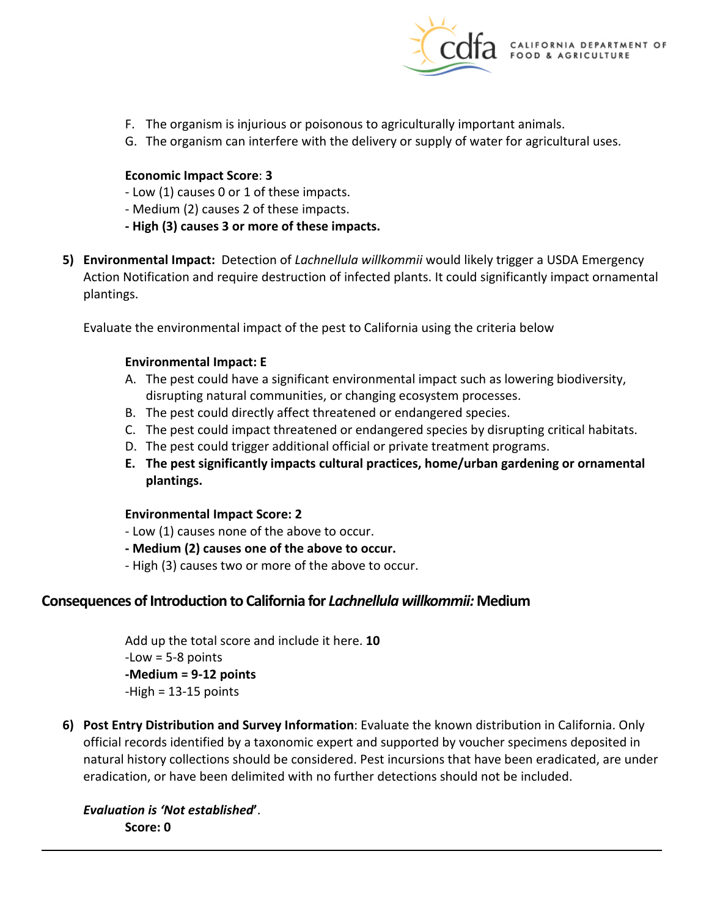F. The organism is injurious or poisonous to agriculturally important animals.
G. The organism can interfere with the delivery or supply of water for agricultural uses.

**Economic Impact Score**: **3**

- Low (1) causes 0 or 1 of these impacts.
- Medium (2) causes 2 of these impacts.
- **High (3) causes 3 or more of these impacts.**

5) **Environmental Impact:** Detection of *Lachnellula willkommii* would likely trigger a USDA Emergency Action Notification and require destruction of infected plants. It could significantly impact ornamental plantings.

   Evaluate the environmental impact of the pest to California using the criteria below

   **Environmental Impact: E**

   A. The pest could have a significant environmental impact such as lowering biodiversity, disrupting natural communities, or changing ecosystem processes.
   B. The pest could directly affect threatened or endangered species.
   C. The pest could impact threatened or endangered species by disrupting critical habitats.
   D. The pest could trigger additional official or private treatment programs.
   E. **The pest significantly impacts cultural practices, home/urban gardening or ornamental plantings.**

   **Environmental Impact Score: 2**

   - Low (1) causes none of the above to occur.
   - **Medium (2) causes one of the above to occur.**
   - High (3) causes two or more of the above to occur.

## Consequences of Introduction to California for *Lachnellula willkommii:* Medium

Add up the total score and include it here. **10**

-Low = 5-8 points

**-Medium = 9-12 points**

-High = 13-15 points

6) **Post Entry Distribution and Survey Information**: Evaluate the known distribution in California. Only official records identified by a taxonomic expert and supported by voucher specimens deposited in natural history collections should be considered. Pest incursions that have been eradicated, are under eradication, or have been delimited with no further detections should not be included.

   ***Evaluation is 'Not established'***.

   **Score: 0**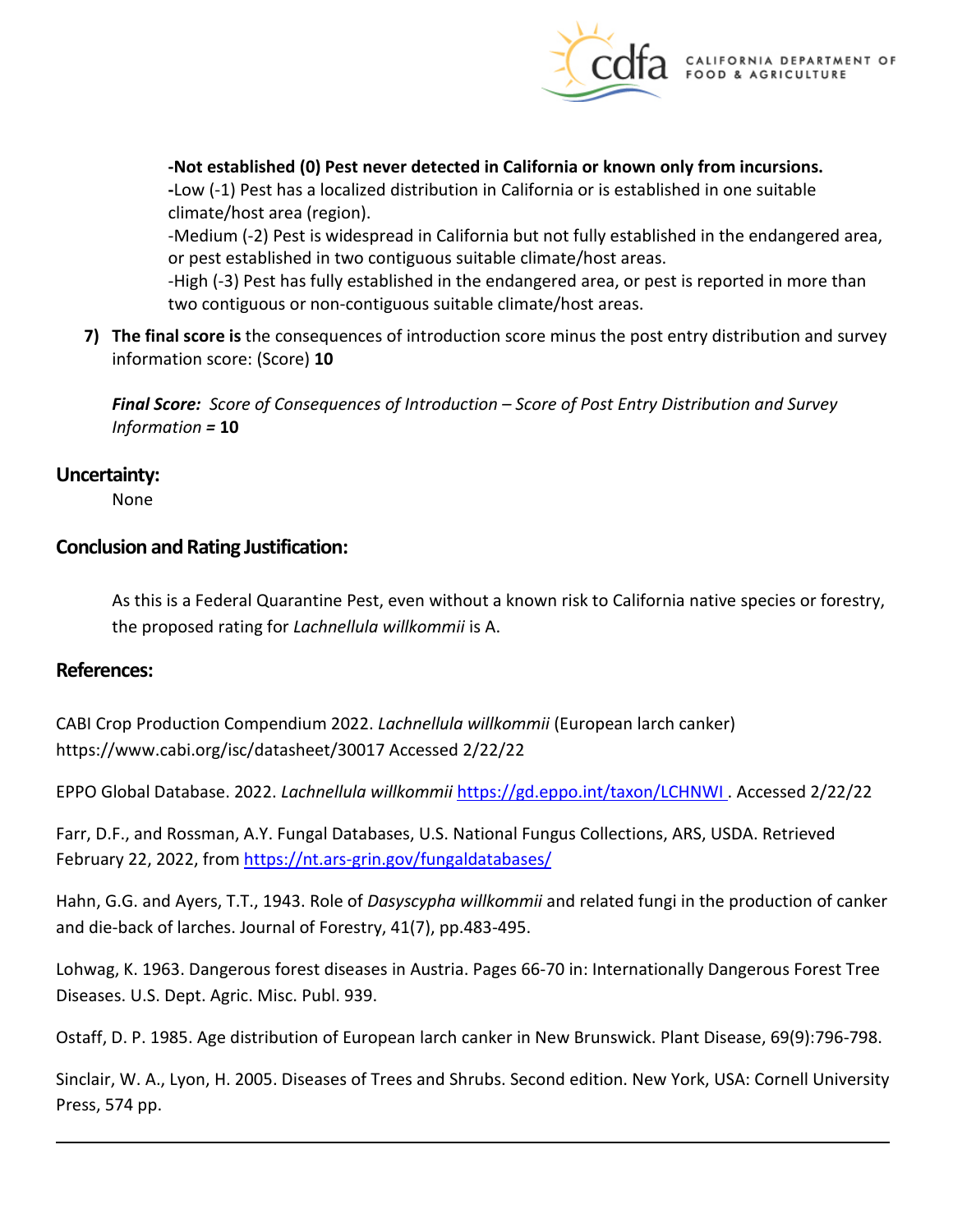**-Not established (0) Pest never detected in California or known only from incursions.**
**-**Low (-1) Pest has a localized distribution in California or is established in one suitable climate/host area (region).
-Medium (-2) Pest is widespread in California but not fully established in the endangered area, or pest established in two contiguous suitable climate/host areas.
-High (-3) Pest has fully established in the endangered area, or pest is reported in more than two contiguous or non-contiguous suitable climate/host areas.

7) **The final score is** the consequences of introduction score minus the post entry distribution and survey information score: (Score) **10**

***Final Score:*** *Score of Consequences of Introduction – Score of Post Entry Distribution and Survey Information* ***=*** **10**

## Uncertainty:

None

## Conclusion and Rating Justification:

As this is a Federal Quarantine Pest, even without a known risk to California native species or forestry, the proposed rating for *Lachnellula willkommii* is A.

## References:

CABI Crop Production Compendium 2022. *Lachnellula willkommii* (European larch canker) https://www.cabi.org/isc/datasheet/30017 Accessed 2/22/22

EPPO Global Database. 2022. *Lachnellula willkommii* https://gd.eppo.int/taxon/LCHNWI . Accessed 2/22/22

Farr, D.F., and Rossman, A.Y. Fungal Databases, U.S. National Fungus Collections, ARS, USDA. Retrieved February 22, 2022, from https://nt.ars-grin.gov/fungaldatabases/

Hahn, G.G. and Ayers, T.T., 1943. Role of *Dasyscypha willkommii* and related fungi in the production of canker and die-back of larches. Journal of Forestry, 41(7), pp.483-495.

Lohwag, K. 1963. Dangerous forest diseases in Austria. Pages 66-70 in: Internationally Dangerous Forest Tree Diseases. U.S. Dept. Agric. Misc. Publ. 939.

Ostaff, D. P. 1985. Age distribution of European larch canker in New Brunswick. Plant Disease, 69(9):796-798.

Sinclair, W. A., Lyon, H. 2005. Diseases of Trees and Shrubs. Second edition. New York, USA: Cornell University Press, 574 pp.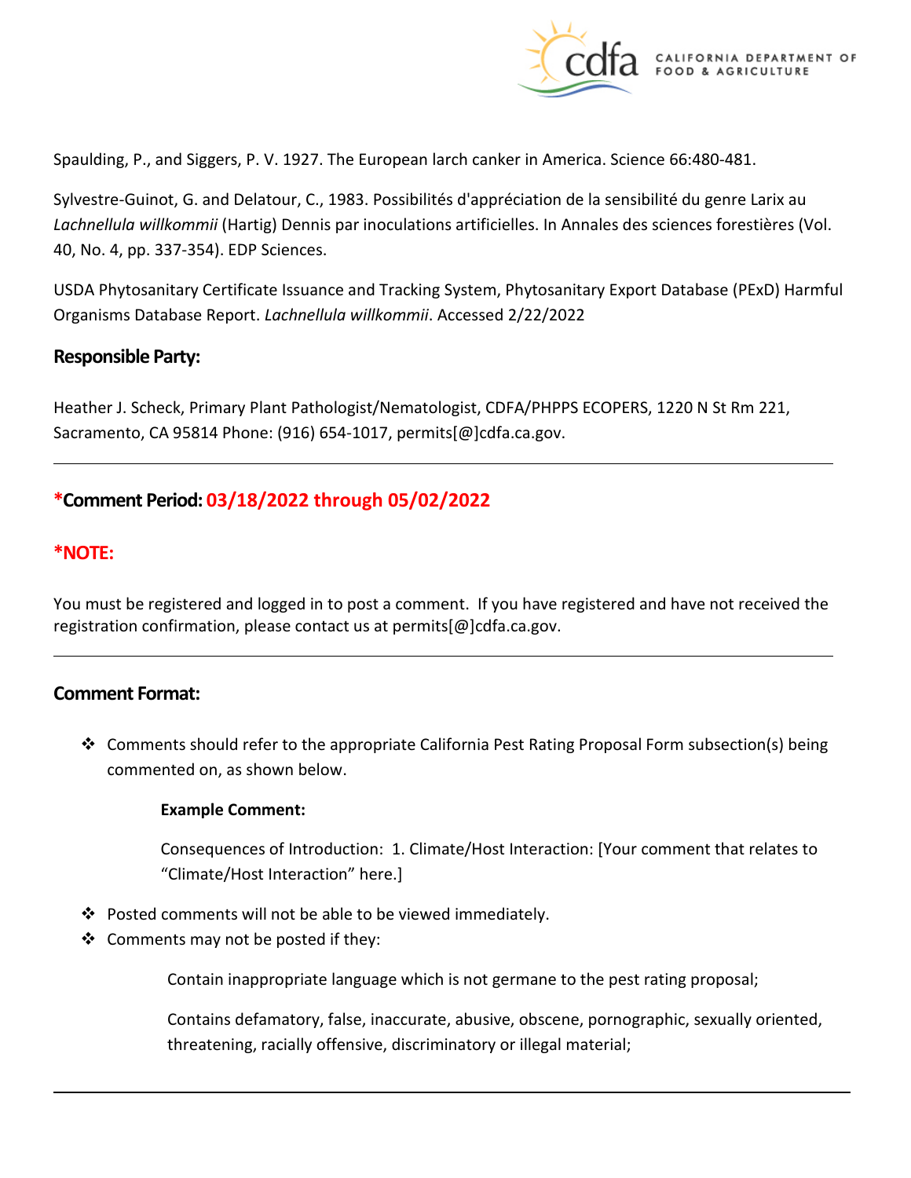Spaulding, P., and Siggers, P. V. 1927. The European larch canker in America. Science 66:480-481.

Sylvestre-Guinot, G. and Delatour, C., 1983. Possibilités d'appréciation de la sensibilité du genre Larix au *Lachnellula willkommii* (Hartig) Dennis par inoculations artificielles. In Annales des sciences forestières (Vol. 40, No. 4, pp. 337-354). EDP Sciences.

USDA Phytosanitary Certificate Issuance and Tracking System, Phytosanitary Export Database (PExD) Harmful Organisms Database Report. *Lachnellula willkommii*. Accessed 2/22/2022

## Responsible Party:

Heather J. Scheck, Primary Plant Pathologist/Nematologist, CDFA/PHPPS ECOPERS, 1220 N St Rm 221, Sacramento, CA 95814 Phone: (916) 654-1017, permits[@]cdfa.ca.gov.

---

## *Comment Period: 03/18/2022 through 05/02/2022

## *NOTE:

You must be registered and logged in to post a comment. If you have registered and have not received the registration confirmation, please contact us at permits[@]cdfa.ca.gov.

---

## Comment Format:

- Comments should refer to the appropriate California Pest Rating Proposal Form subsection(s) being commented on, as shown below.

  **Example Comment:**

  Consequences of Introduction: 1. Climate/Host Interaction: [Your comment that relates to "Climate/Host Interaction" here.]

- Posted comments will not be able to be viewed immediately.
- Comments may not be posted if they:

  Contain inappropriate language which is not germane to the pest rating proposal;

  Contains defamatory, false, inaccurate, abusive, obscene, pornographic, sexually oriented, threatening, racially offensive, discriminatory or illegal material;

---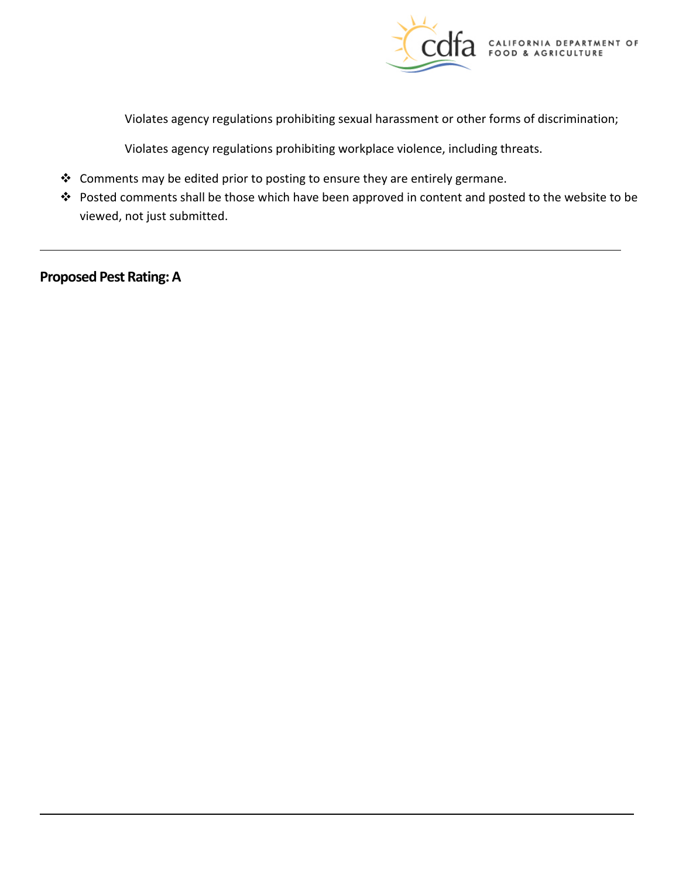Violates agency regulations prohibiting sexual harassment or other forms of discrimination;

Violates agency regulations prohibiting workplace violence, including threats.

- Comments may be edited prior to posting to ensure they are entirely germane.
- Posted comments shall be those which have been approved in content and posted to the website to be viewed, not just submitted.

---

**Proposed Pest Rating: A**